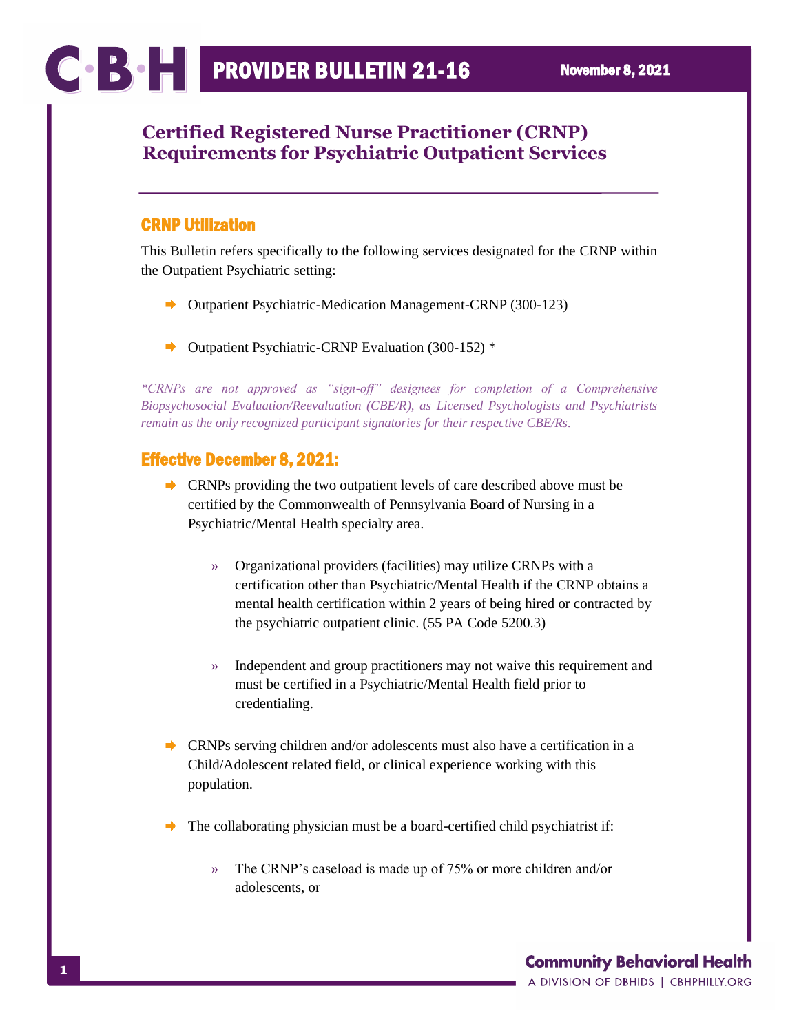# PROVIDER BULLETIN 21-16

November 8, 2021

## Certified Registered Nurse Practitioner (CRNP) Requirements for Psychiatric Outpatient Services

### CRNP Utilization

This Bulletin refers specifically to the following services designated for the CRNP within the Outpatient Psychiatric setting:

- Outpatient Psychiatric-Medication Management-CRNP (300-123)
- Outpatient Psychiatric-CRNP Evaluation (300-152) *

*\*CRNPs are not approved as "sign-off" designees for completion of a Comprehensive Biopsychosocial Evaluation/Reevaluation (CBE/R), as Licensed Psychologists and Psychiatrists remain as the only recognized participant signatories for their respective CBE/Rs.*

### Effective December 8, 2021:

- CRNPs providing the two outpatient levels of care described above must be certified by the Commonwealth of Pennsylvania Board of Nursing in a Psychiatric/Mental Health specialty area.
  - Organizational providers (facilities) may utilize CRNPs with a certification other than Psychiatric/Mental Health if the CRNP obtains a mental health certification within 2 years of being hired or contracted by the psychiatric outpatient clinic. (55 PA Code 5200.3)
  - Independent and group practitioners may not waive this requirement and must be certified in a Psychiatric/Mental Health field prior to credentialing.
- CRNPs serving children and/or adolescents must also have a certification in a Child/Adolescent related field, or clinical experience working with this population.
- The collaborating physician must be a board-certified child psychiatrist if:
  - The CRNP's caseload is made up of 75% or more children and/or adolescents, or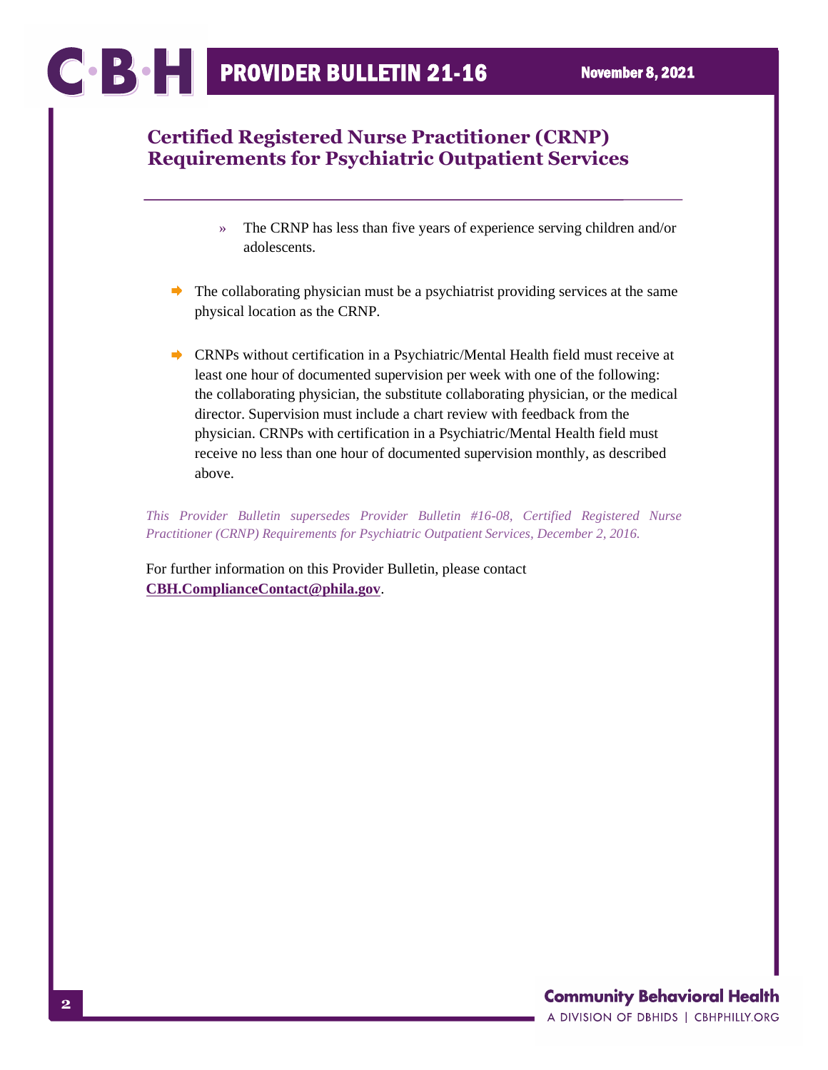## Certified Registered Nurse Practitioner (CRNP) Requirements for Psychiatric Outpatient Services

    - The CRNP has less than five years of experience serving children and/or adolescents.

- The collaborating physician must be a psychiatrist providing services at the same physical location as the CRNP.

- CRNPs without certification in a Psychiatric/Mental Health field must receive at least one hour of documented supervision per week with one of the following: the collaborating physician, the substitute collaborating physician, or the medical director. Supervision must include a chart review with feedback from the physician. CRNPs with certification in a Psychiatric/Mental Health field must receive no less than one hour of documented supervision monthly, as described above.

*This Provider Bulletin supersedes Provider Bulletin #16-08, Certified Registered Nurse Practitioner (CRNP) Requirements for Psychiatric Outpatient Services, December 2, 2016.*

For further information on this Provider Bulletin, please contact **CBH.ComplianceContact@phila.gov**.